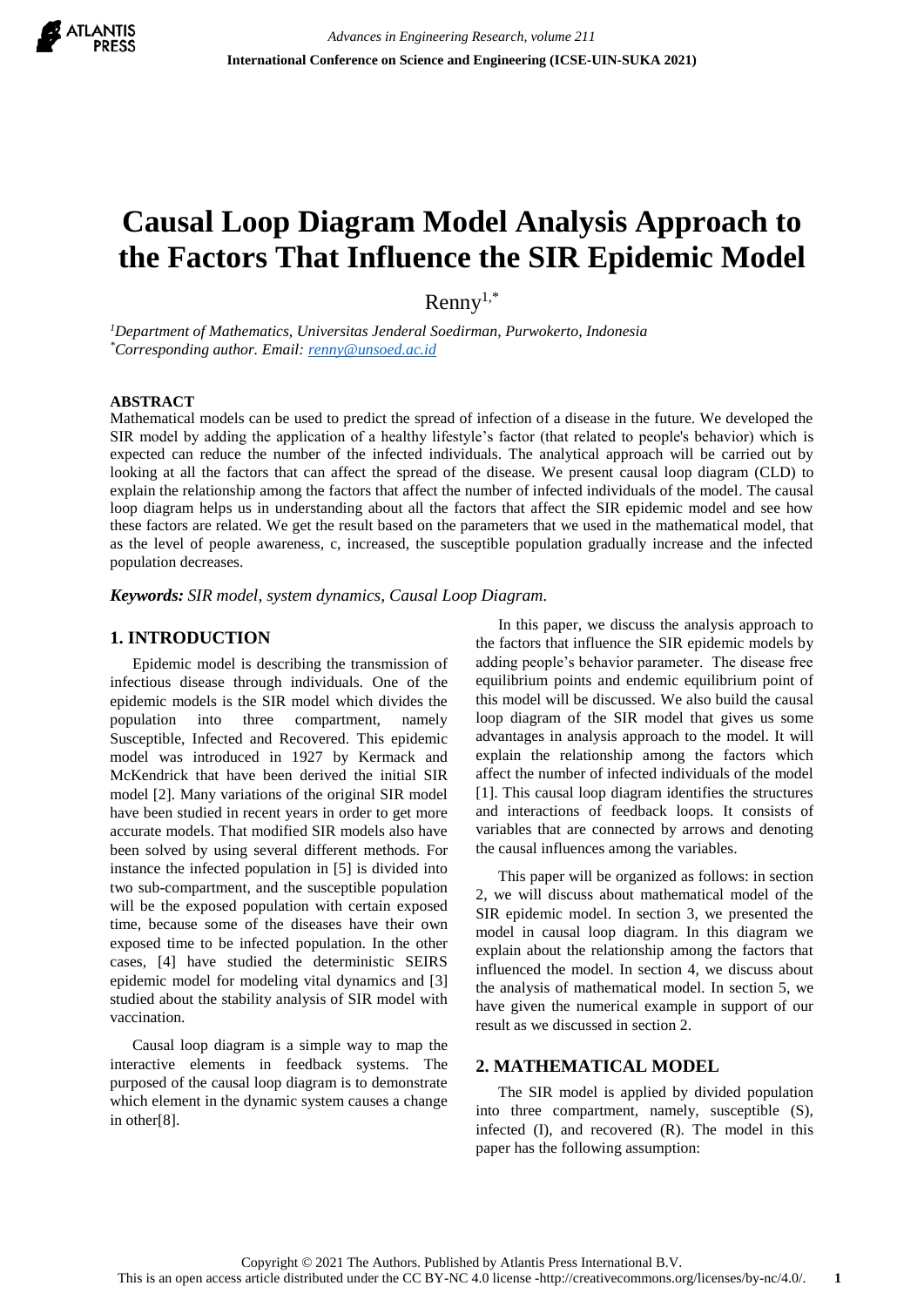# Causal Loop Diagram Model Analysis Approach to the Factors That Influence the SIR Epidemic Model

Renny[1,*]

[1]*Department of Mathematics, Universitas Jenderal Soedirman, Purwokerto, Indonesia*
[*]*Corresponding author. Email: renny@unsoed.ac.id*

## ABSTRACT

Mathematical models can be used to predict the spread of infection of a disease in the future. We developed the SIR model by adding the application of a healthy lifestyle's factor (that related to people's behavior) which is expected can reduce the number of the infected individuals. The analytical approach will be carried out by looking at all the factors that can affect the spread of the disease. We present causal loop diagram (CLD) to explain the relationship among the factors that affect the number of infected individuals of the model. The causal loop diagram helps us in understanding about all the factors that affect the SIR epidemic model and see how these factors are related. We get the result based on the parameters that we used in the mathematical model, that as the level of people awareness, c, increased, the susceptible population gradually increase and the infected population decreases.

***Keywords:*** *SIR model, system dynamics, Causal Loop Diagram.*

## 1. INTRODUCTION

Epidemic model is describing the transmission of infectious disease through individuals. One of the epidemic models is the SIR model which divides the population into three compartment, namely Susceptible, Infected and Recovered. This epidemic model was introduced in 1927 by Kermack and McKendrick that have been derived the initial SIR model [2]. Many variations of the original SIR model have been studied in recent years in order to get more accurate models. That modified SIR models also have been solved by using several different methods. For instance the infected population in [5] is divided into two sub-compartment, and the susceptible population will be the exposed population with certain exposed time, because some of the diseases have their own exposed time to be infected population. In the other cases, [4] have studied the deterministic SEIRS epidemic model for modeling vital dynamics and [3] studied about the stability analysis of SIR model with vaccination.

Causal loop diagram is a simple way to map the interactive elements in feedback systems. The purposed of the causal loop diagram is to demonstrate which element in the dynamic system causes a change in other[8].

In this paper, we discuss the analysis approach to the factors that influence the SIR epidemic models by adding people's behavior parameter. The disease free equilibrium points and endemic equilibrium point of this model will be discussed. We also build the causal loop diagram of the SIR model that gives us some advantages in analysis approach to the model. It will explain the relationship among the factors which affect the number of infected individuals of the model [1]. This causal loop diagram identifies the structures and interactions of feedback loops. It consists of variables that are connected by arrows and denoting the causal influences among the variables.

This paper will be organized as follows: in section 2, we will discuss about mathematical model of the SIR epidemic model. In section 3, we presented the model in causal loop diagram. In this diagram we explain about the relationship among the factors that influenced the model. In section 4, we discuss about the analysis of mathematical model. In section 5, we have given the numerical example in support of our result as we discussed in section 2.

## 2. MATHEMATICAL MODEL

The SIR model is applied by divided population into three compartment, namely, susceptible (S), infected (I), and recovered (R). The model in this paper has the following assumption: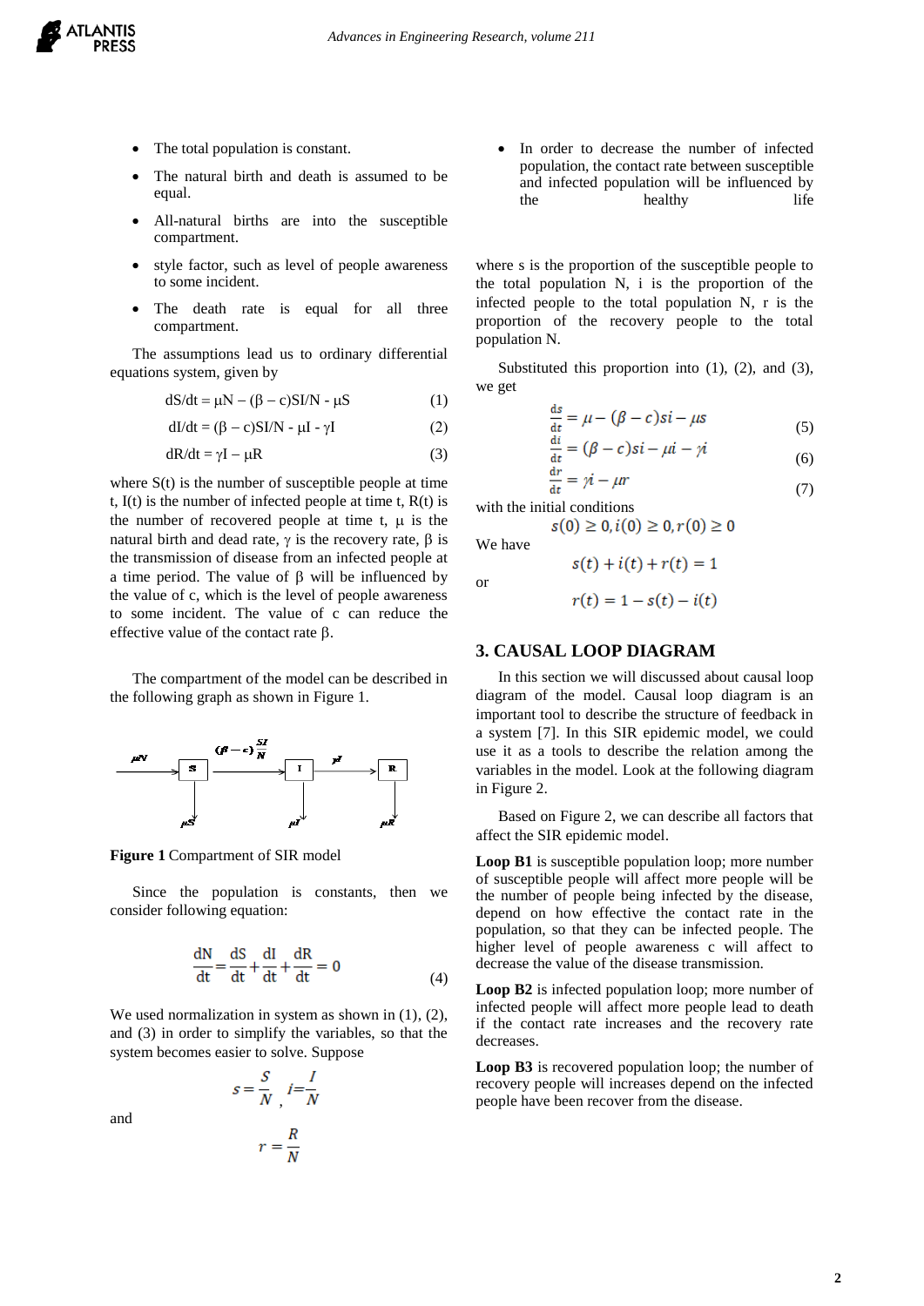- The total population is constant.
- The natural birth and death is assumed to be equal.
- All-natural births are into the susceptible compartment.
- style factor, such as level of people awareness to some incident.
- The death rate is equal for all three compartment.
- In order to decrease the number of infected population, the contact rate between susceptible and infected population will be influenced by the healthy life

The assumptions lead us to ordinary differential equations system, given by

$$dS/dt = \mu N - (\beta - c)SI/N - \mu S \quad (1)$$

$$dI/dt = (\beta - c)SI/N - \mu I - \gamma I \quad (2)$$

$$dR/dt = \gamma I - \mu R \quad (3)$$

where S(t) is the number of susceptible people at time t, I(t) is the number of infected people at time t, R(t) is the number of recovered people at time t, $\mu$ is the natural birth and dead rate, $\gamma$ is the recovery rate, $\beta$ is the transmission of disease from an infected people at a time period. The value of $\beta$ will be influenced by the value of c, which is the level of people awareness to some incident. The value of c can reduce the effective value of the contact rate $\beta$.

The compartment of the model can be described in the following graph as shown in Figure 1.

$\mu N$ → S → $(\beta - c)\frac{SI}{N}$ → I → $\gamma I$ → R; outflows $\mu S$, $\mu I$, $\mu R$

**Figure 1** Compartment of SIR model

Since the population is constants, then we consider following equation:

$$\frac{dN}{dt} = \frac{dS}{dt} + \frac{dI}{dt} + \frac{dR}{dt} = 0 \quad (4)$$

We used normalization in system as shown in (1), (2), and (3) in order to simplify the variables, so that the system becomes easier to solve. Suppose

$$s = \frac{S}{N},\ i = \frac{I}{N}$$

and

$$r = \frac{R}{N}$$

where s is the proportion of the susceptible people to the total population N, i is the proportion of the infected people to the total population N, r is the proportion of the recovery people to the total population N.

Substituted this proportion into (1), (2), and (3), we get

$$\frac{ds}{dt} = \mu - (\beta - c)si - \mu s \quad (5)$$

$$\frac{di}{dt} = (\beta - c)si - \mu i - \gamma i \quad (6)$$

$$\frac{dr}{dt} = \gamma i - \mu r \quad (7)$$

with the initial conditions

$$s(0) \geq 0, i(0) \geq 0, r(0) \geq 0$$

We have

$$s(t) + i(t) + r(t) = 1$$

or

$$r(t) = 1 - s(t) - i(t)$$

## 3. CAUSAL LOOP DIAGRAM

In this section we will discussed about causal loop diagram of the model. Causal loop diagram is an important tool to describe the structure of feedback in a system [7]. In this SIR epidemic model, we could use it as a tools to describe the relation among the variables in the model. Look at the following diagram in Figure 2.

Based on Figure 2, we can describe all factors that affect the SIR epidemic model.

**Loop B1** is susceptible population loop; more number of susceptible people will affect more people will be the number of people being infected by the disease, depend on how effective the contact rate in the population, so that they can be infected people. The higher level of people awareness c will affect to decrease the value of the disease transmission.

**Loop B2** is infected population loop; more number of infected people will affect more people lead to death if the contact rate increases and the recovery rate decreases.

**Loop B3** is recovered population loop; the number of recovery people will increases depend on the infected people have been recover from the disease.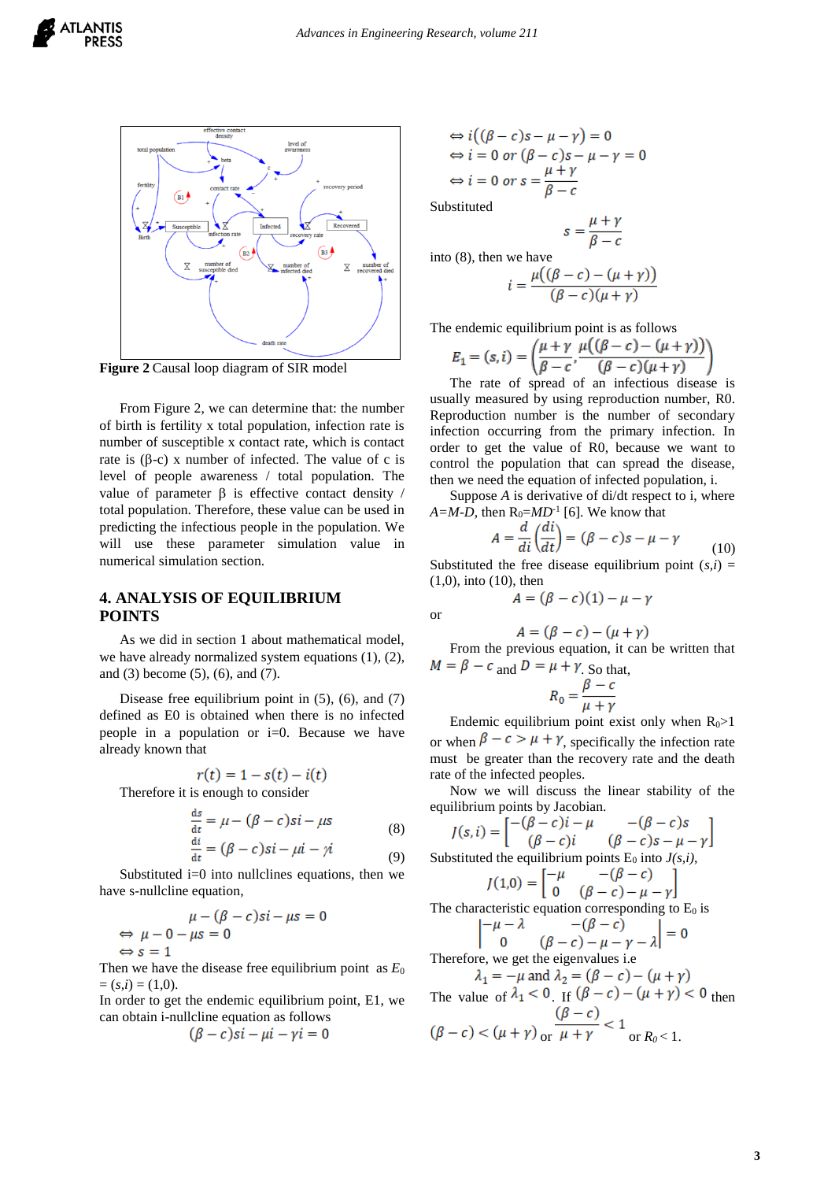**Figure 2** Causal loop diagram of SIR model

From Figure 2, we can determine that: the number of birth is fertility x total population, infection rate is number of susceptible x contact rate, which is contact rate is (β-c) x number of infected. The value of c is level of people awareness / total population. The value of parameter β is effective contact density / total population. Therefore, these value can be used in predicting the infectious people in the population. We will use these parameter simulation value in numerical simulation section.

## 4. ANALYSIS OF EQUILIBRIUM POINTS

As we did in section 1 about mathematical model, we have already normalized system equations (1), (2), and (3) become (5), (6), and (7).

Disease free equilibrium point in (5), (6), and (7) defined as E0 is obtained when there is no infected people in a population or i=0. Because we have already known that

$$r(t) = 1 - s(t) - i(t)$$

Therefore it is enough to consider

$$\frac{ds}{dt} = \mu - (\beta - c)si - \mu s \tag{8}$$

$$\frac{di}{dt} = (\beta - c)si - \mu i - \gamma i \tag{9}$$

Substituted i=0 into nullclines equations, then we have s-nullcline equation,

$$\mu - (\beta - c)si - \mu s = 0$$
$$\Leftrightarrow \mu - 0 - \mu s = 0$$
$$\Leftrightarrow s = 1$$

Then we have the disease free equilibrium point as $E_0 = (s,i) = (1,0)$.

In order to get the endemic equilibrium point, E1, we can obtain i-nullcline equation as follows

$$(\beta - c)si - \mu i - \gamma i = 0$$
$$\Leftrightarrow i((\beta - c)s - \mu - \gamma) = 0$$
$$\Leftrightarrow i = 0 \text{ or } (\beta - c)s - \mu - \gamma = 0$$
$$\Leftrightarrow i = 0 \text{ or } s = \frac{\mu + \gamma}{\beta - c}$$

Substituted

$$s = \frac{\mu + \gamma}{\beta - c}$$

into (8), then we have

$$i = \frac{\mu((\beta - c) - (\mu + \gamma))}{(\beta - c)(\mu + \gamma)}$$

The endemic equilibrium point is as follows

$$E_1 = (s,i) = \left(\frac{\mu + \gamma}{\beta - c}, \frac{\mu((\beta - c) - (\mu + \gamma))}{(\beta - c)(\mu + \gamma)}\right)$$

The rate of spread of an infectious disease is usually measured by using reproduction number, R0. Reproduction number is the number of secondary infection occurring from the primary infection. In order to get the value of R0, because we want to control the population that can spread the disease, then we need the equation of infected population, i.

Suppose *A* is derivative of di/dt respect to i, where *A=M-D*, then $R_0 = MD^{-1}$ [6]. We know that

$$A = \frac{d}{di}\left(\frac{di}{dt}\right) = (\beta - c)s - \mu - \gamma \tag{10}$$

Substituted the free disease equilibrium point $(s,i) = (1,0)$, into (10), then

$$A = (\beta - c)(1) - \mu - \gamma$$

or

$$A = (\beta - c) - (\mu + \gamma)$$

From the previous equation, it can be written that $M = \beta - c$ and $D = \mu + \gamma$. So that,

$$R_0 = \frac{\beta - c}{\mu + \gamma}$$

Endemic equilibrium point exist only when $R_0>1$ or when $\beta - c > \mu + \gamma$, specifically the infection rate must be greater than the recovery rate and the death rate of the infected peoples.

Now we will discuss the linear stability of the equilibrium points by Jacobian.

$$J(s,i) = \begin{bmatrix} -(\beta - c)i - \mu & -(\beta - c)s \\ (\beta - c)i & (\beta - c)s - \mu - \gamma \end{bmatrix}$$

Substituted the equilibrium points $E_0$ into *J(s,i)*,

$$J(1,0) = \begin{bmatrix} -\mu & -(\beta - c) \\ 0 & (\beta - c) - \mu - \gamma \end{bmatrix}$$

The characteristic equation corresponding to $E_0$ is

$$\begin{vmatrix} -\mu - \lambda & -(\beta - c) \\ 0 & (\beta - c) - \mu - \gamma - \lambda \end{vmatrix} = 0$$

Therefore, we get the eigenvalues i.e

$$\lambda_1 = -\mu \text{ and } \lambda_2 = (\beta - c) - (\mu + \gamma)$$

The value of $\lambda_1 < 0$. If $(\beta - c) - (\mu + \gamma) < 0$ then $(\beta - c) < (\mu + \gamma)$ or $\frac{(\beta - c)}{\mu + \gamma} < 1$ or $R_0 < 1$.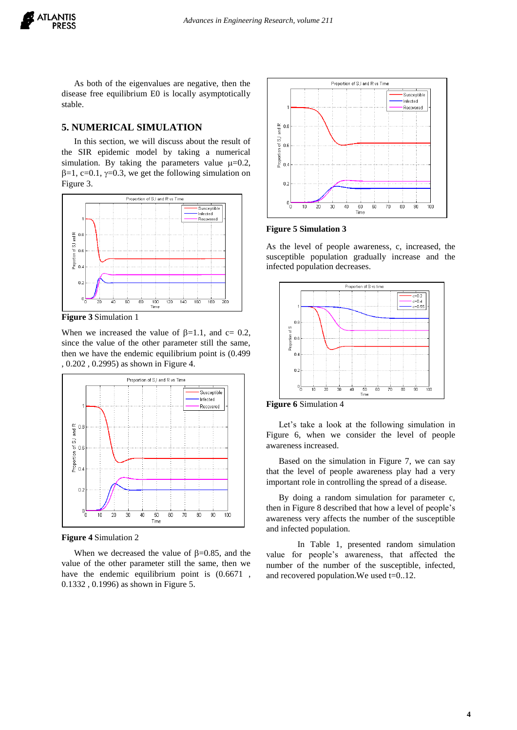As both of the eigenvalues are negative, then the disease free equilibrium E0 is locally asymptotically stable.

## 5. NUMERICAL SIMULATION

In this section, we will discuss about the result of the SIR epidemic model by taking a numerical simulation. By taking the parameters value $\mu=0.2$, $\beta=1$, $c=0.1$, $\gamma=0.3$, we get the following simulation on Figure 3.

**Figure 3** Simulation 1

When we increased the value of $\beta=1.1$, and $c= 0.2$, since the value of the other parameter still the same, then we have the endemic equilibrium point is (0.499 , 0.202 , 0.2995) as shown in Figure 4.

**Figure 4** Simulation 2

When we decreased the value of $\beta=0.85$, and the value of the other parameter still the same, then we have the endemic equilibrium point is (0.6671 , 0.1332 , 0.1996) as shown in Figure 5.

**Figure 5 Simulation 3**

As the level of people awareness, c, increased, the susceptible population gradually increase and the infected population decreases.

**Figure 6** Simulation 4

Let's take a look at the following simulation in Figure 6, when we consider the level of people awareness increased.

Based on the simulation in Figure 7, we can say that the level of people awareness play had a very important role in controlling the spread of a disease.

By doing a random simulation for parameter c, then in Figure 8 described that how a level of people's awareness very affects the number of the susceptible and infected population.

In Table 1, presented random simulation value for people's awareness, that affected the number of the number of the susceptible, infected, and recovered population.We used t=0..12.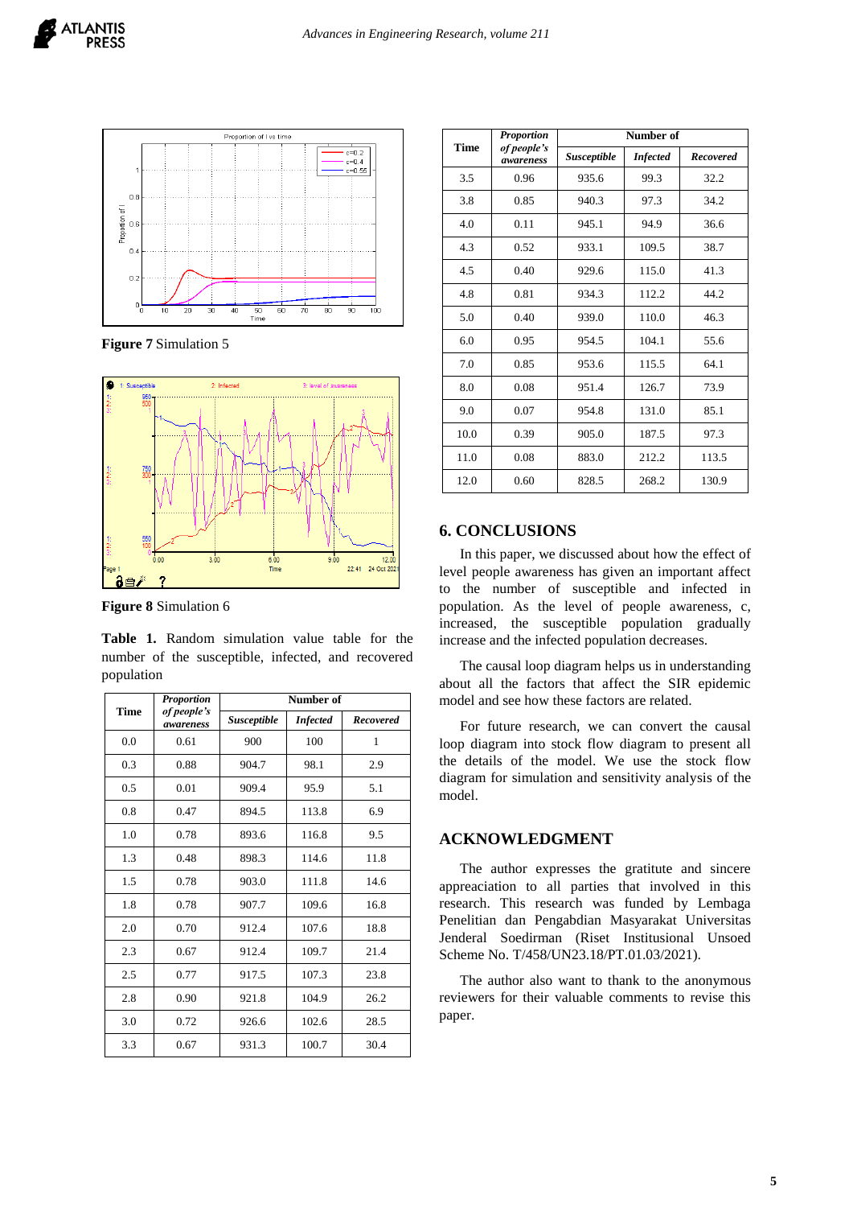**Figure 7** Simulation 5

**Figure 8** Simulation 6

**Table 1.** Random simulation value table for the number of the susceptible, infected, and recovered population

| Time | *Proportion of people's awareness* | Number of | | |
|---|---|---|---|---|
| | | *Susceptible* | *Infected* | *Recovered* |
| 0.0 | 0.61 | 900 | 100 | 1 |
| 0.3 | 0.88 | 904.7 | 98.1 | 2.9 |
| 0.5 | 0.01 | 909.4 | 95.9 | 5.1 |
| 0.8 | 0.47 | 894.5 | 113.8 | 6.9 |
| 1.0 | 0.78 | 893.6 | 116.8 | 9.5 |
| 1.3 | 0.48 | 898.3 | 114.6 | 11.8 |
| 1.5 | 0.78 | 903.0 | 111.8 | 14.6 |
| 1.8 | 0.78 | 907.7 | 109.6 | 16.8 |
| 2.0 | 0.70 | 912.4 | 107.6 | 18.8 |
| 2.3 | 0.67 | 912.4 | 109.7 | 21.4 |
| 2.5 | 0.77 | 917.5 | 107.3 | 23.8 |
| 2.8 | 0.90 | 921.8 | 104.9 | 26.2 |
| 3.0 | 0.72 | 926.6 | 102.6 | 28.5 |
| 3.3 | 0.67 | 931.3 | 100.7 | 30.4 |
| 3.5 | 0.96 | 935.6 | 99.3 | 32.2 |
| 3.8 | 0.85 | 940.3 | 97.3 | 34.2 |
| 4.0 | 0.11 | 945.1 | 94.9 | 36.6 |
| 4.3 | 0.52 | 933.1 | 109.5 | 38.7 |
| 4.5 | 0.40 | 929.6 | 115.0 | 41.3 |
| 4.8 | 0.81 | 934.3 | 112.2 | 44.2 |
| 5.0 | 0.40 | 939.0 | 110.0 | 46.3 |
| 6.0 | 0.95 | 954.5 | 104.1 | 55.6 |
| 7.0 | 0.85 | 953.6 | 115.5 | 64.1 |
| 8.0 | 0.08 | 951.4 | 126.7 | 73.9 |
| 9.0 | 0.07 | 954.8 | 131.0 | 85.1 |
| 10.0 | 0.39 | 905.0 | 187.5 | 97.3 |
| 11.0 | 0.08 | 883.0 | 212.2 | 113.5 |
| 12.0 | 0.60 | 828.5 | 268.2 | 130.9 |

## 6. CONCLUSIONS

In this paper, we discussed about how the effect of level people awareness has given an important affect to the number of susceptible and infected in population. As the level of people awareness, c, increased, the susceptible population gradually increase and the infected population decreases.

The causal loop diagram helps us in understanding about all the factors that affect the SIR epidemic model and see how these factors are related.

For future research, we can convert the causal loop diagram into stock flow diagram to present all the details of the model. We use the stock flow diagram for simulation and sensitivity analysis of the model.

## ACKNOWLEDGMENT

The author expresses the gratitute and sincere appreaciation to all parties that involved in this research. This research was funded by Lembaga Penelitian dan Pengabdian Masyarakat Universitas Jenderal Soedirman (Riset Institusional Unsoed Scheme No. T/458/UN23.18/PT.01.03/2021).

The author also want to thank to the anonymous reviewers for their valuable comments to revise this paper.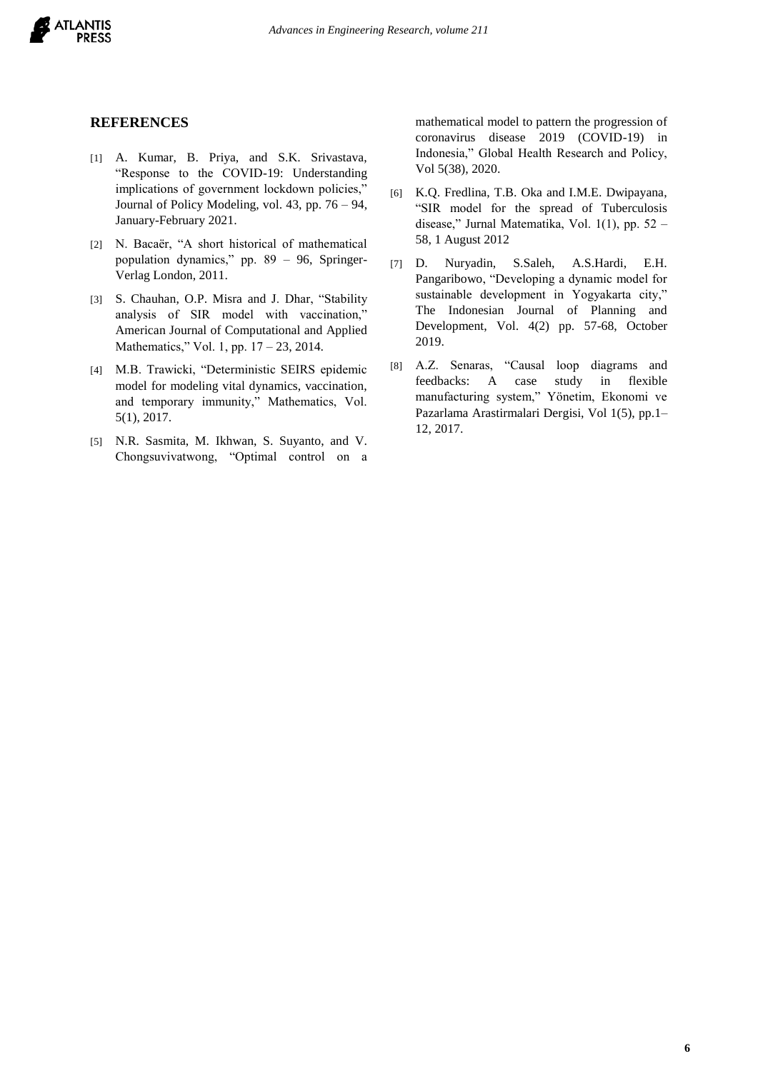## REFERENCES

[1] A. Kumar, B. Priya, and S.K. Srivastava, "Response to the COVID-19: Understanding implications of government lockdown policies," Journal of Policy Modeling, vol. 43, pp. 76 – 94, January-February 2021.

[2] N. Bacaër, "A short historical of mathematical population dynamics," pp. 89 – 96, Springer-Verlag London, 2011.

[3] S. Chauhan, O.P. Misra and J. Dhar, "Stability analysis of SIR model with vaccination," American Journal of Computational and Applied Mathematics," Vol. 1, pp. 17 – 23, 2014.

[4] M.B. Trawicki, "Deterministic SEIRS epidemic model for modeling vital dynamics, vaccination, and temporary immunity," Mathematics, Vol. 5(1), 2017.

[5] N.R. Sasmita, M. Ikhwan, S. Suyanto, and V. Chongsuvivatwong, "Optimal control on a mathematical model to pattern the progression of coronavirus disease 2019 (COVID-19) in Indonesia," Global Health Research and Policy, Vol 5(38), 2020.

[6] K.Q. Fredlina, T.B. Oka and I.M.E. Dwipayana, "SIR model for the spread of Tuberculosis disease," Jurnal Matematika, Vol. 1(1), pp. 52 – 58, 1 August 2012

[7] D. Nuryadin, S.Saleh, A.S.Hardi, E.H. Pangaribowo, "Developing a dynamic model for sustainable development in Yogyakarta city," The Indonesian Journal of Planning and Development, Vol. 4(2) pp. 57-68, October 2019.

[8] A.Z. Senaras, "Causal loop diagrams and feedbacks: A case study in flexible manufacturing system," Yönetim, Ekonomi ve Pazarlama Arastirmalari Dergisi, Vol 1(5), pp.1–12, 2017.